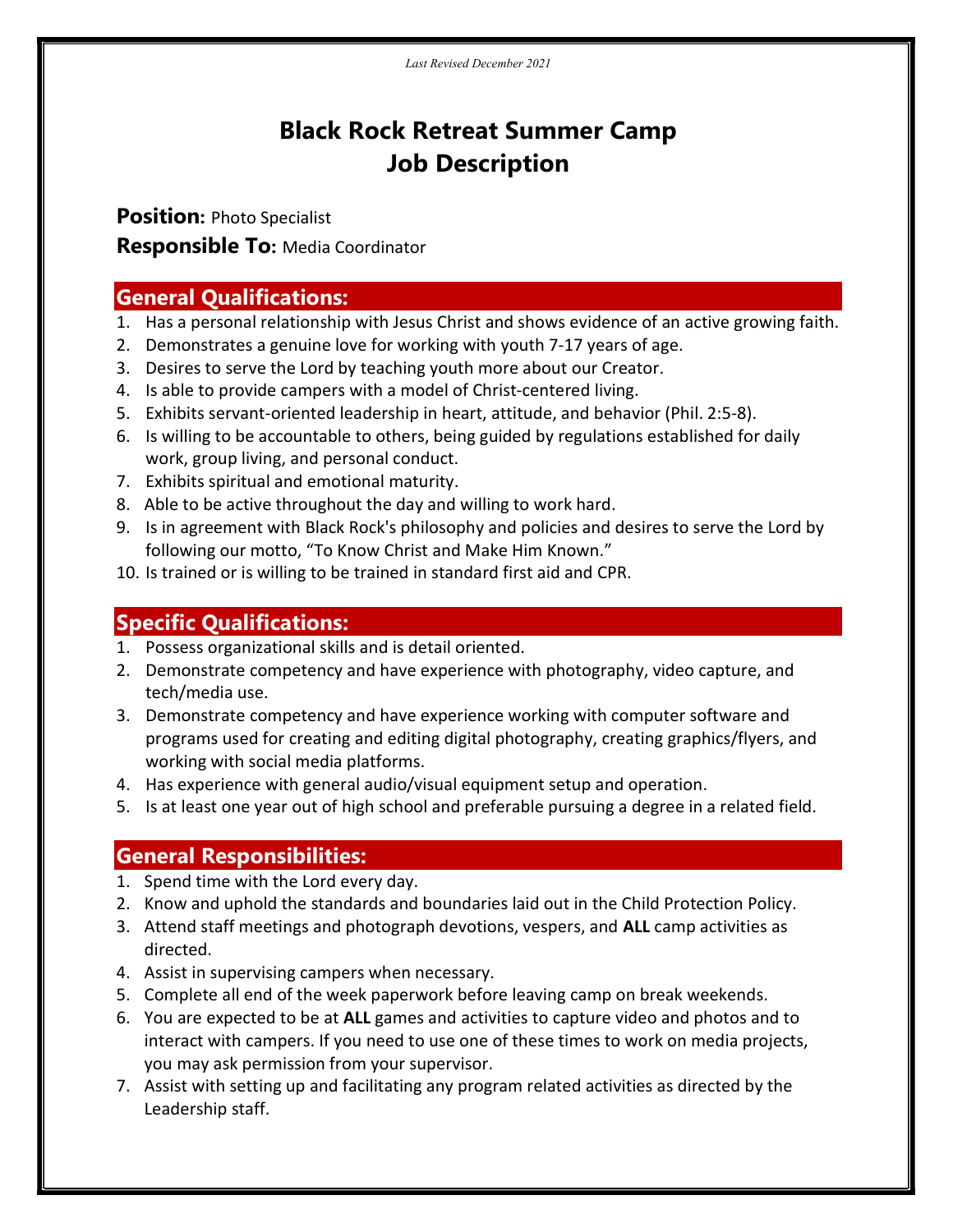*Last Revised December 2021*

# Black Rock Retreat Summer Camp Job Description

**Position:** Photo Specialist

**Responsible To:** Media Coordinator

## General Qualifications:

1. Has a personal relationship with Jesus Christ and shows evidence of an active growing faith.
2. Demonstrates a genuine love for working with youth 7-17 years of age.
3. Desires to serve the Lord by teaching youth more about our Creator.
4. Is able to provide campers with a model of Christ-centered living.
5. Exhibits servant-oriented leadership in heart, attitude, and behavior (Phil. 2:5-8).
6. Is willing to be accountable to others, being guided by regulations established for daily work, group living, and personal conduct.
7. Exhibits spiritual and emotional maturity.
8. Able to be active throughout the day and willing to work hard.
9. Is in agreement with Black Rock's philosophy and policies and desires to serve the Lord by following our motto, "To Know Christ and Make Him Known."
10. Is trained or is willing to be trained in standard first aid and CPR.

## Specific Qualifications:

1. Possess organizational skills and is detail oriented.
2. Demonstrate competency and have experience with photography, video capture, and tech/media use.
3. Demonstrate competency and have experience working with computer software and programs used for creating and editing digital photography, creating graphics/flyers, and working with social media platforms.
4. Has experience with general audio/visual equipment setup and operation.
5. Is at least one year out of high school and preferable pursuing a degree in a related field.

## General Responsibilities:

1. Spend time with the Lord every day.
2. Know and uphold the standards and boundaries laid out in the Child Protection Policy.
3. Attend staff meetings and photograph devotions, vespers, and **ALL** camp activities as directed.
4. Assist in supervising campers when necessary.
5. Complete all end of the week paperwork before leaving camp on break weekends.
6. You are expected to be at **ALL** games and activities to capture video and photos and to interact with campers. If you need to use one of these times to work on media projects, you may ask permission from your supervisor.
7. Assist with setting up and facilitating any program related activities as directed by the Leadership staff.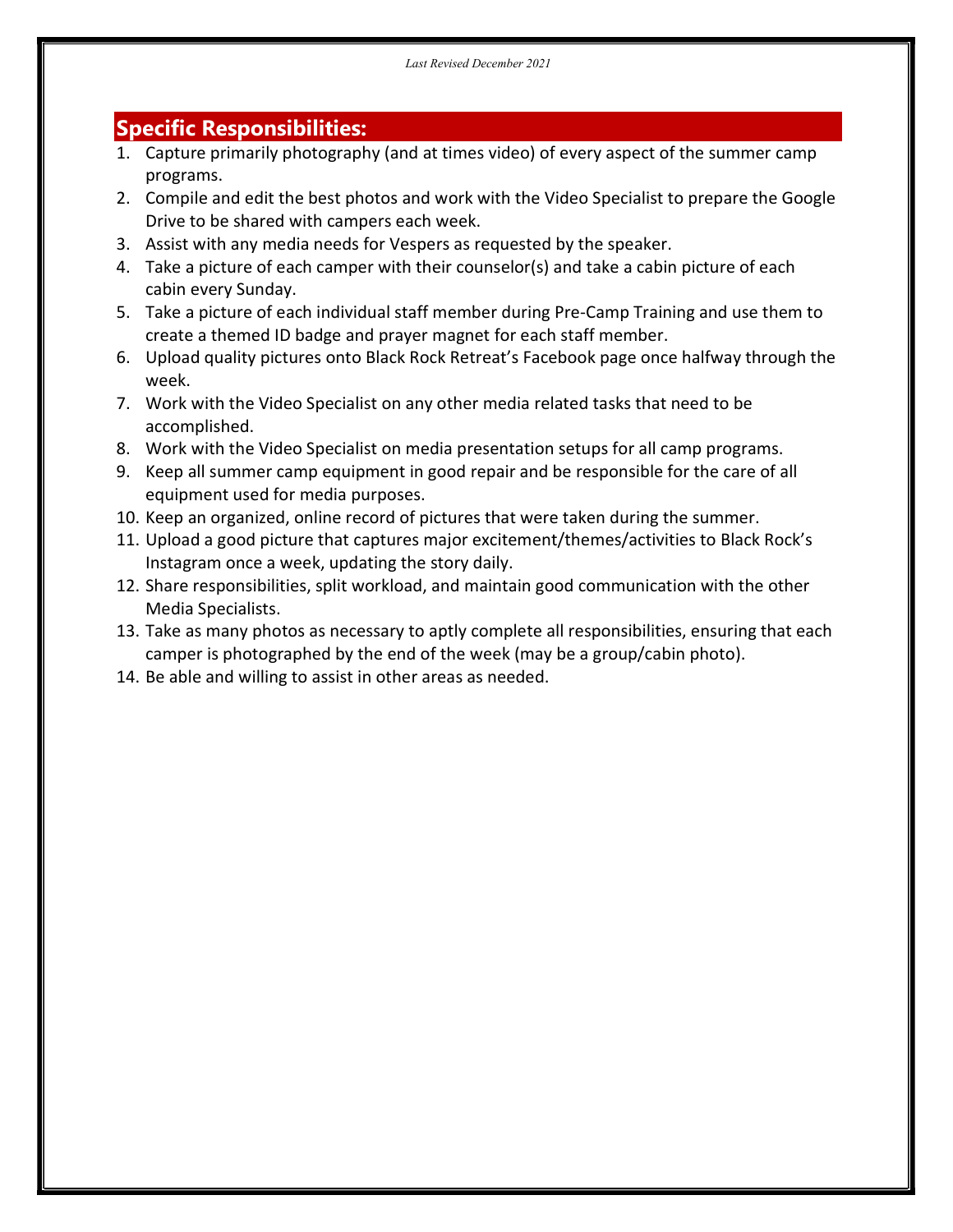## Specific Responsibilities:

1. Capture primarily photography (and at times video) of every aspect of the summer camp programs.
2. Compile and edit the best photos and work with the Video Specialist to prepare the Google Drive to be shared with campers each week.
3. Assist with any media needs for Vespers as requested by the speaker.
4. Take a picture of each camper with their counselor(s) and take a cabin picture of each cabin every Sunday.
5. Take a picture of each individual staff member during Pre-Camp Training and use them to create a themed ID badge and prayer magnet for each staff member.
6. Upload quality pictures onto Black Rock Retreat's Facebook page once halfway through the week.
7. Work with the Video Specialist on any other media related tasks that need to be accomplished.
8. Work with the Video Specialist on media presentation setups for all camp programs.
9. Keep all summer camp equipment in good repair and be responsible for the care of all equipment used for media purposes.
10. Keep an organized, online record of pictures that were taken during the summer.
11. Upload a good picture that captures major excitement/themes/activities to Black Rock's Instagram once a week, updating the story daily.
12. Share responsibilities, split workload, and maintain good communication with the other Media Specialists.
13. Take as many photos as necessary to aptly complete all responsibilities, ensuring that each camper is photographed by the end of the week (may be a group/cabin photo).
14. Be able and willing to assist in other areas as needed.